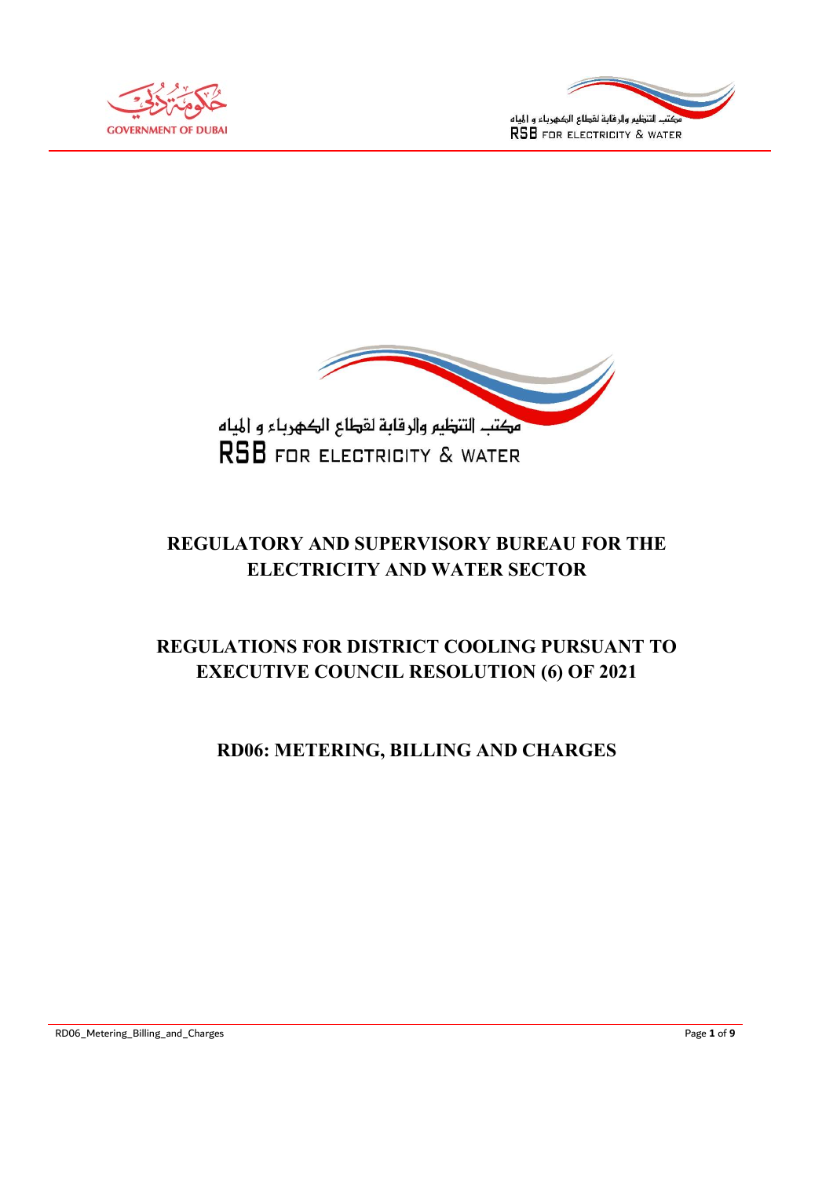مكتب التنظيم والرقابة لقطاع الكهرباء و المياه

RSB FOR ELECTRICITY & WATER

# REGULATORY AND SUPERVISORY BUREAU FOR THE ELECTRICITY AND WATER SECTOR

## REGULATIONS FOR DISTRICT COOLING PURSUANT TO EXECUTIVE COUNCIL RESOLUTION (6) OF 2021

## RD06: METERING, BILLING AND CHARGES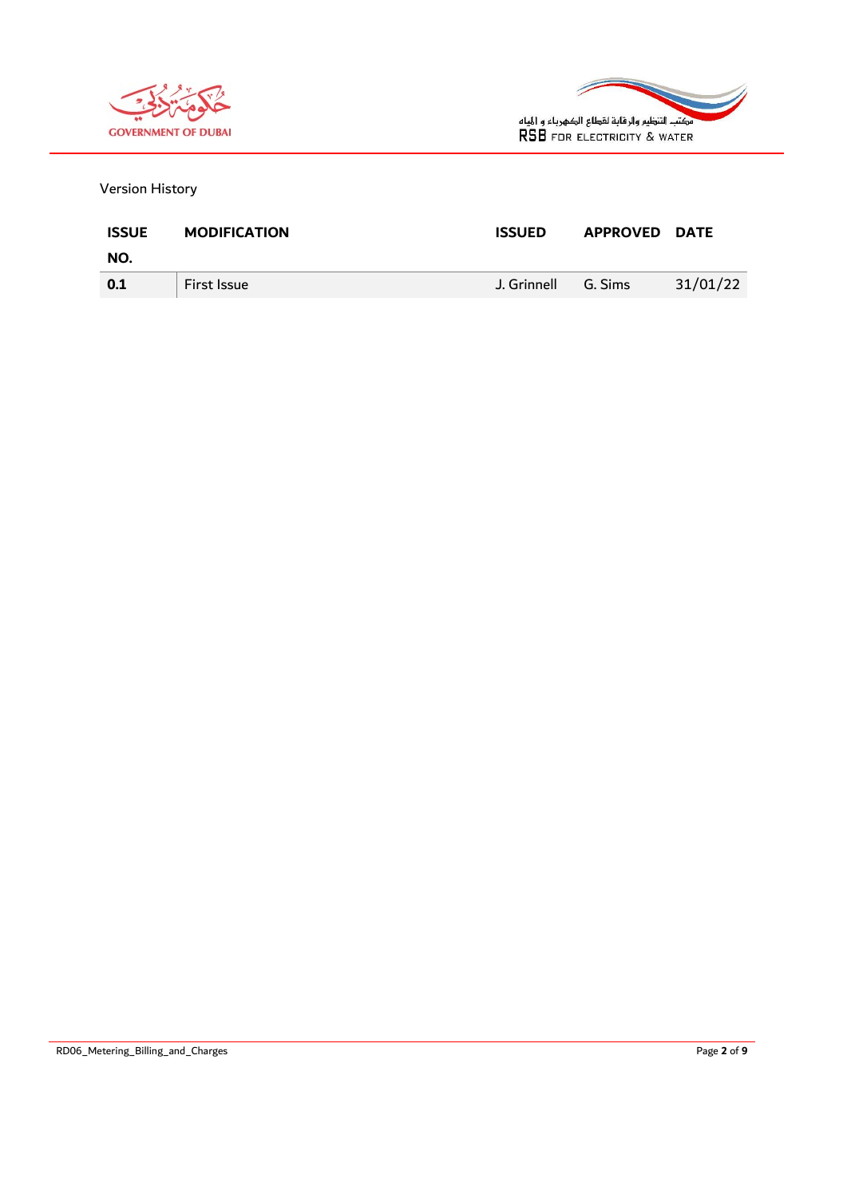Version History

| ISSUE NO. | MODIFICATION | ISSUED | APPROVED | DATE |
|---|---|---|---|---|
| **0.1** | First Issue | J. Grinnell | G. Sims | 31/01/22 |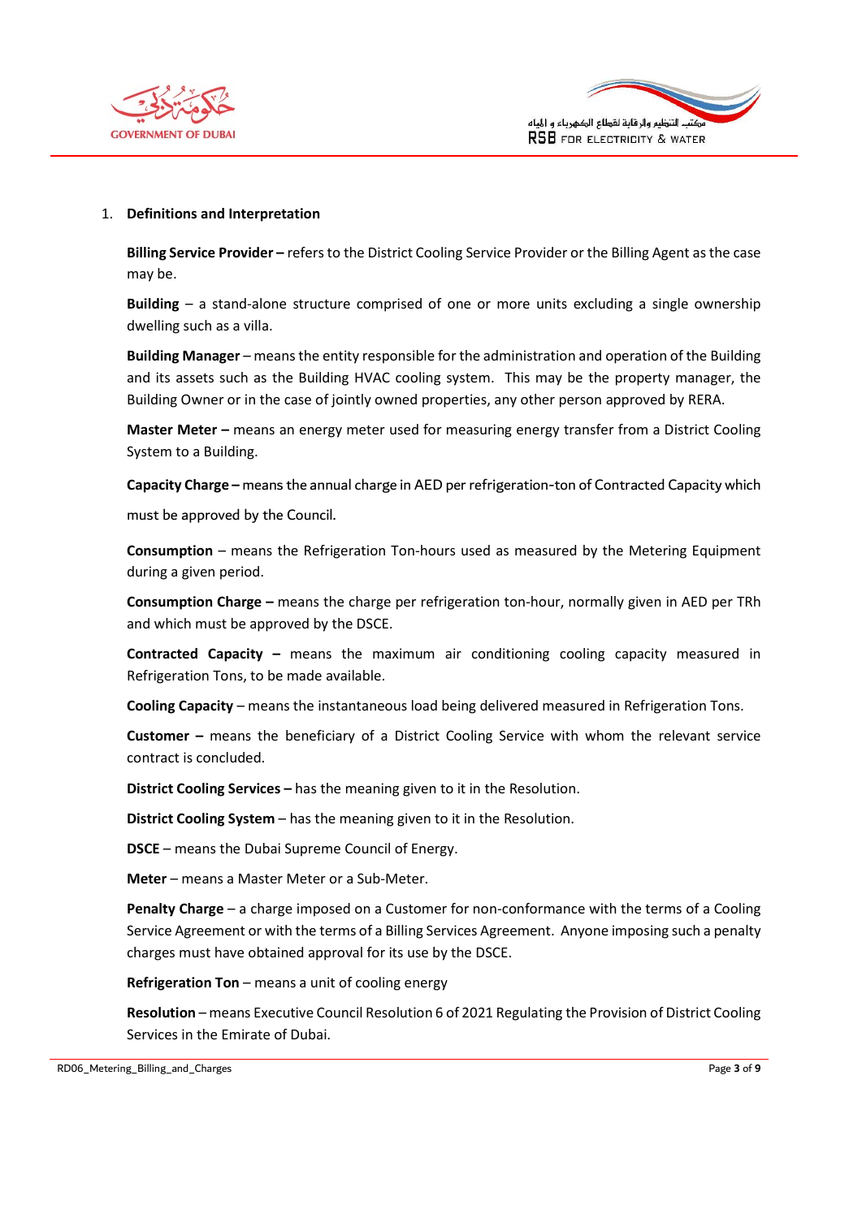## 1. Definitions and Interpretation

**Billing Service Provider –** refers to the District Cooling Service Provider or the Billing Agent as the case may be.

**Building** – a stand-alone structure comprised of one or more units excluding a single ownership dwelling such as a villa.

**Building Manager** – means the entity responsible for the administration and operation of the Building and its assets such as the Building HVAC cooling system. This may be the property manager, the Building Owner or in the case of jointly owned properties, any other person approved by RERA.

**Master Meter –** means an energy meter used for measuring energy transfer from a District Cooling System to a Building.

**Capacity Charge –** means the annual charge in AED per refrigeration-ton of Contracted Capacity which must be approved by the Council.

**Consumption** – means the Refrigeration Ton-hours used as measured by the Metering Equipment during a given period.

**Consumption Charge –** means the charge per refrigeration ton-hour, normally given in AED per TRh and which must be approved by the DSCE.

**Contracted Capacity –** means the maximum air conditioning cooling capacity measured in Refrigeration Tons, to be made available.

**Cooling Capacity** – means the instantaneous load being delivered measured in Refrigeration Tons.

**Customer –** means the beneficiary of a District Cooling Service with whom the relevant service contract is concluded.

**District Cooling Services –** has the meaning given to it in the Resolution.

**District Cooling System** – has the meaning given to it in the Resolution.

**DSCE** – means the Dubai Supreme Council of Energy.

**Meter** – means a Master Meter or a Sub-Meter.

**Penalty Charge** – a charge imposed on a Customer for non-conformance with the terms of a Cooling Service Agreement or with the terms of a Billing Services Agreement. Anyone imposing such a penalty charges must have obtained approval for its use by the DSCE.

**Refrigeration Ton** – means a unit of cooling energy

**Resolution** – means Executive Council Resolution 6 of 2021 Regulating the Provision of District Cooling Services in the Emirate of Dubai.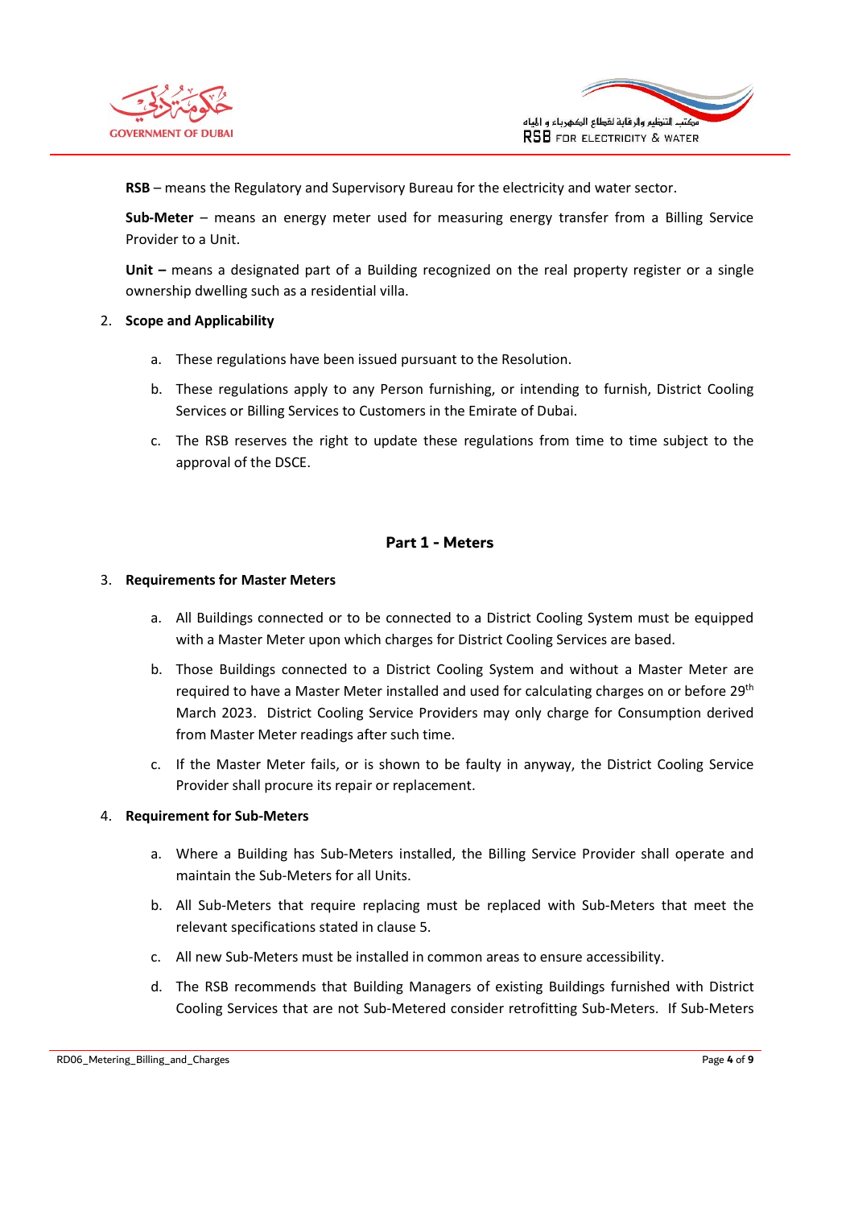**RSB** – means the Regulatory and Supervisory Bureau for the electricity and water sector.

**Sub-Meter** – means an energy meter used for measuring energy transfer from a Billing Service Provider to a Unit.

**Unit –** means a designated part of a Building recognized on the real property register or a single ownership dwelling such as a residential villa.

2. **Scope and Applicability**

   a. These regulations have been issued pursuant to the Resolution.

   b. These regulations apply to any Person furnishing, or intending to furnish, District Cooling Services or Billing Services to Customers in the Emirate of Dubai.

   c. The RSB reserves the right to update these regulations from time to time subject to the approval of the DSCE.

## Part 1 - Meters

3. **Requirements for Master Meters**

   a. All Buildings connected or to be connected to a District Cooling System must be equipped with a Master Meter upon which charges for District Cooling Services are based.

   b. Those Buildings connected to a District Cooling System and without a Master Meter are required to have a Master Meter installed and used for calculating charges on or before 29th March 2023. District Cooling Service Providers may only charge for Consumption derived from Master Meter readings after such time.

   c. If the Master Meter fails, or is shown to be faulty in anyway, the District Cooling Service Provider shall procure its repair or replacement.

4. **Requirement for Sub-Meters**

   a. Where a Building has Sub-Meters installed, the Billing Service Provider shall operate and maintain the Sub-Meters for all Units.

   b. All Sub-Meters that require replacing must be replaced with Sub-Meters that meet the relevant specifications stated in clause 5.

   c. All new Sub-Meters must be installed in common areas to ensure accessibility.

   d. The RSB recommends that Building Managers of existing Buildings furnished with District Cooling Services that are not Sub-Metered consider retrofitting Sub-Meters. If Sub-Meters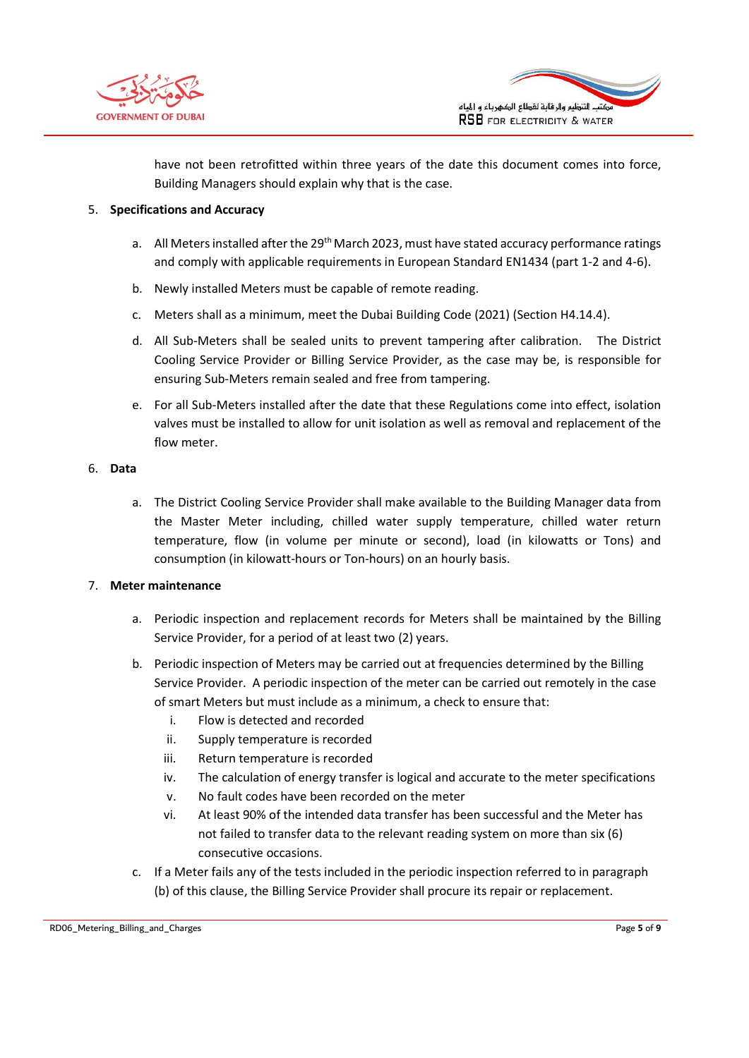have not been retrofitted within three years of the date this document comes into force, Building Managers should explain why that is the case.

5. **Specifications and Accuracy**

   a. All Meters installed after the 29th March 2023, must have stated accuracy performance ratings and comply with applicable requirements in European Standard EN1434 (part 1-2 and 4-6).

   b. Newly installed Meters must be capable of remote reading.

   c. Meters shall as a minimum, meet the Dubai Building Code (2021) (Section H4.14.4).

   d. All Sub-Meters shall be sealed units to prevent tampering after calibration. The District Cooling Service Provider or Billing Service Provider, as the case may be, is responsible for ensuring Sub-Meters remain sealed and free from tampering.

   e. For all Sub-Meters installed after the date that these Regulations come into effect, isolation valves must be installed to allow for unit isolation as well as removal and replacement of the flow meter.

6. **Data**

   a. The District Cooling Service Provider shall make available to the Building Manager data from the Master Meter including, chilled water supply temperature, chilled water return temperature, flow (in volume per minute or second), load (in kilowatts or Tons) and consumption (in kilowatt-hours or Ton-hours) on an hourly basis.

7. **Meter maintenance**

   a. Periodic inspection and replacement records for Meters shall be maintained by the Billing Service Provider, for a period of at least two (2) years.

   b. Periodic inspection of Meters may be carried out at frequencies determined by the Billing Service Provider. A periodic inspection of the meter can be carried out remotely in the case of smart Meters but must include as a minimum, a check to ensure that:

      i. Flow is detected and recorded
      ii. Supply temperature is recorded
      iii. Return temperature is recorded
      iv. The calculation of energy transfer is logical and accurate to the meter specifications
      v. No fault codes have been recorded on the meter
      vi. At least 90% of the intended data transfer has been successful and the Meter has not failed to transfer data to the relevant reading system on more than six (6) consecutive occasions.

   c. If a Meter fails any of the tests included in the periodic inspection referred to in paragraph (b) of this clause, the Billing Service Provider shall procure its repair or replacement.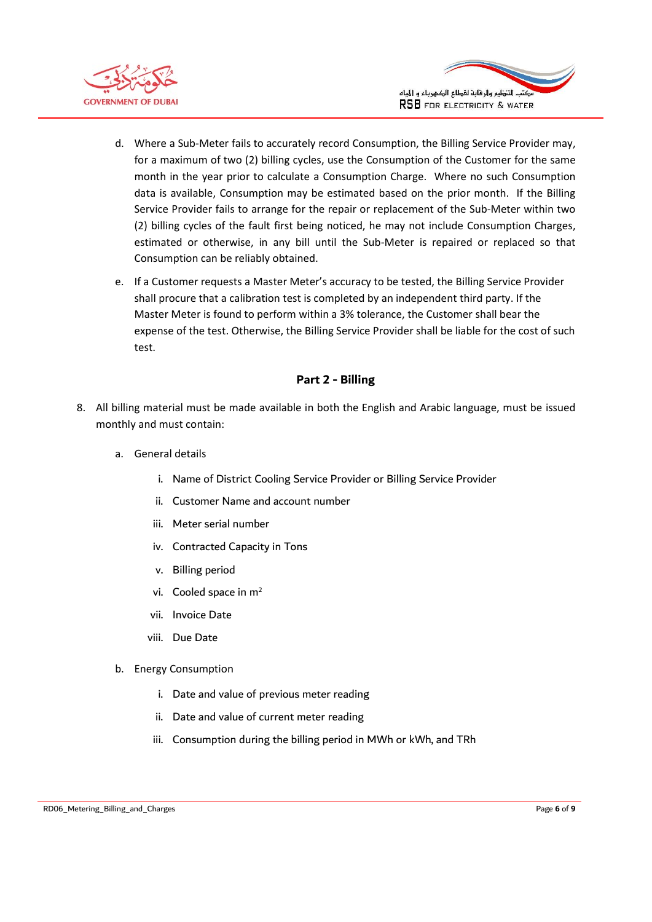d. Where a Sub-Meter fails to accurately record Consumption, the Billing Service Provider may, for a maximum of two (2) billing cycles, use the Consumption of the Customer for the same month in the year prior to calculate a Consumption Charge. Where no such Consumption data is available, Consumption may be estimated based on the prior month. If the Billing Service Provider fails to arrange for the repair or replacement of the Sub-Meter within two (2) billing cycles of the fault first being noticed, he may not include Consumption Charges, estimated or otherwise, in any bill until the Sub-Meter is repaired or replaced so that Consumption can be reliably obtained.

e. If a Customer requests a Master Meter's accuracy to be tested, the Billing Service Provider shall procure that a calibration test is completed by an independent third party. If the Master Meter is found to perform within a 3% tolerance, the Customer shall bear the expense of the test. Otherwise, the Billing Service Provider shall be liable for the cost of such test.

## Part 2 - Billing

8. All billing material must be made available in both the English and Arabic language, must be issued monthly and must contain:

   a. General details

      i. Name of District Cooling Service Provider or Billing Service Provider

      ii. Customer Name and account number

      iii. Meter serial number

      iv. Contracted Capacity in Tons

      v. Billing period

      vi. Cooled space in $m^2$

      vii. Invoice Date

      viii. Due Date

   b. Energy Consumption

      i. Date and value of previous meter reading

      ii. Date and value of current meter reading

      iii. Consumption during the billing period in MWh or kWh, and TRh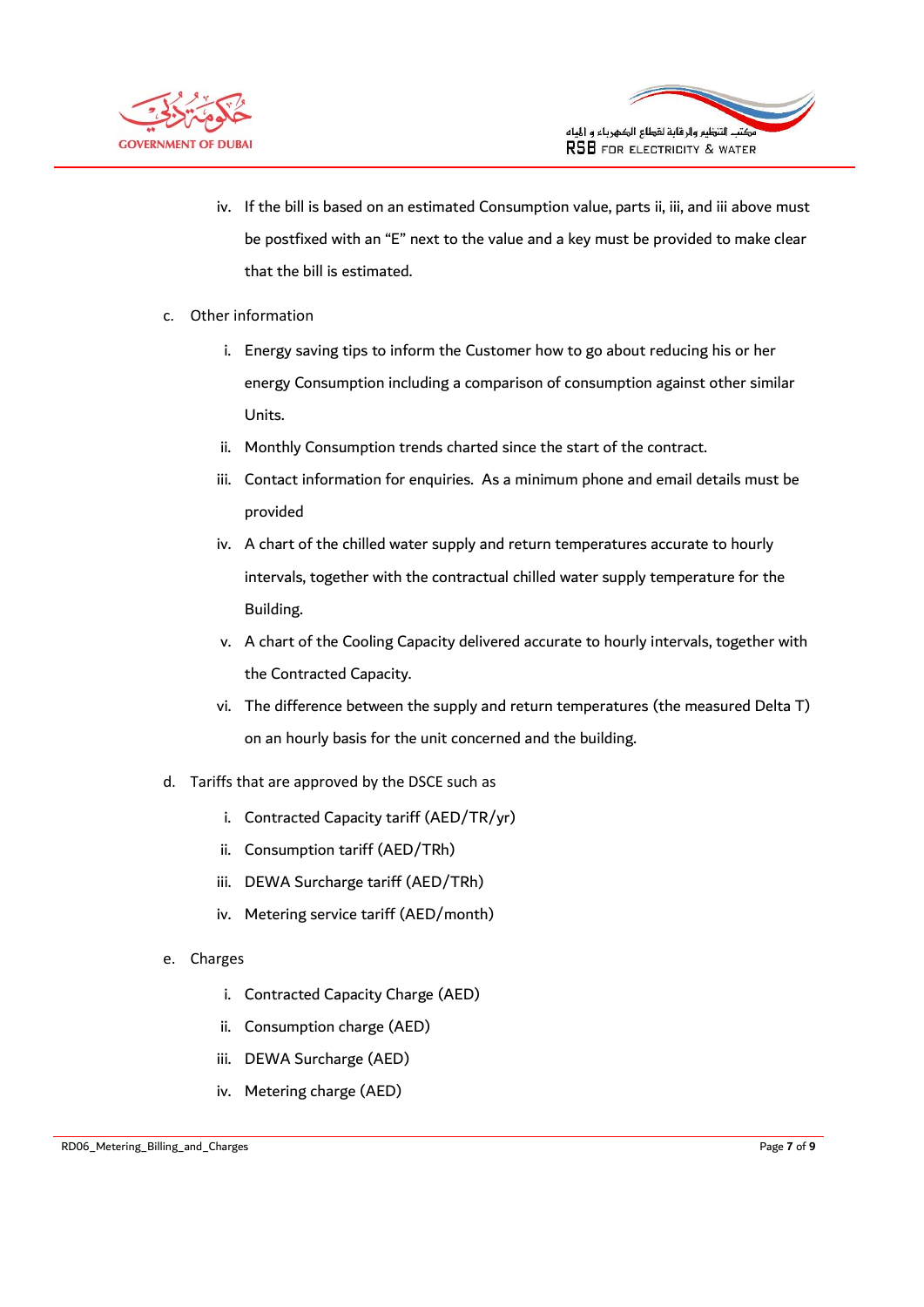iv. If the bill is based on an estimated Consumption value, parts ii, iii, and iii above must be postfixed with an "E" next to the value and a key must be provided to make clear that the bill is estimated.

c. Other information

   i. Energy saving tips to inform the Customer how to go about reducing his or her energy Consumption including a comparison of consumption against other similar Units.
   ii. Monthly Consumption trends charted since the start of the contract.
   iii. Contact information for enquiries. As a minimum phone and email details must be provided
   iv. A chart of the chilled water supply and return temperatures accurate to hourly intervals, together with the contractual chilled water supply temperature for the Building.
   v. A chart of the Cooling Capacity delivered accurate to hourly intervals, together with the Contracted Capacity.
   vi. The difference between the supply and return temperatures (the measured Delta T) on an hourly basis for the unit concerned and the building.

d. Tariffs that are approved by the DSCE such as

   i. Contracted Capacity tariff (AED/TR/yr)
   ii. Consumption tariff (AED/TRh)
   iii. DEWA Surcharge tariff (AED/TRh)
   iv. Metering service tariff (AED/month)

e. Charges

   i. Contracted Capacity Charge (AED)
   ii. Consumption charge (AED)
   iii. DEWA Surcharge (AED)
   iv. Metering charge (AED)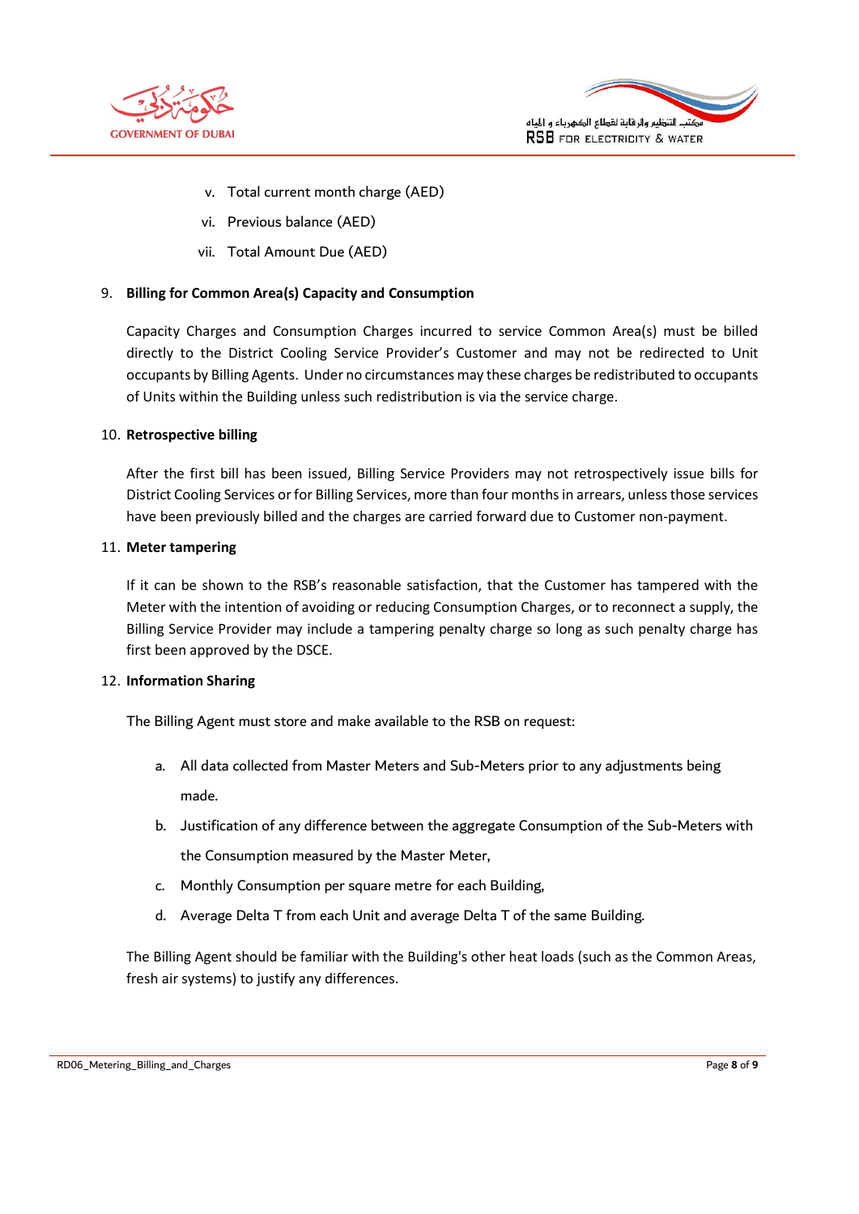v. Total current month charge (AED)

vi. Previous balance (AED)

vii. Total Amount Due (AED)

9. **Billing for Common Area(s) Capacity and Consumption**

   Capacity Charges and Consumption Charges incurred to service Common Area(s) must be billed directly to the District Cooling Service Provider's Customer and may not be redirected to Unit occupants by Billing Agents. Under no circumstances may these charges be redistributed to occupants of Units within the Building unless such redistribution is via the service charge.

10. **Retrospective billing**

    After the first bill has been issued, Billing Service Providers may not retrospectively issue bills for District Cooling Services or for Billing Services, more than four months in arrears, unless those services have been previously billed and the charges are carried forward due to Customer non-payment.

11. **Meter tampering**

    If it can be shown to the RSB's reasonable satisfaction, that the Customer has tampered with the Meter with the intention of avoiding or reducing Consumption Charges, or to reconnect a supply, the Billing Service Provider may include a tampering penalty charge so long as such penalty charge has first been approved by the DSCE.

12. **Information Sharing**

    The Billing Agent must store and make available to the RSB on request:

    a. All data collected from Master Meters and Sub-Meters prior to any adjustments being made.

    b. Justification of any difference between the aggregate Consumption of the Sub-Meters with the Consumption measured by the Master Meter,

    c. Monthly Consumption per square metre for each Building,

    d. Average Delta T from each Unit and average Delta T of the same Building.

    The Billing Agent should be familiar with the Building's other heat loads (such as the Common Areas, fresh air systems) to justify any differences.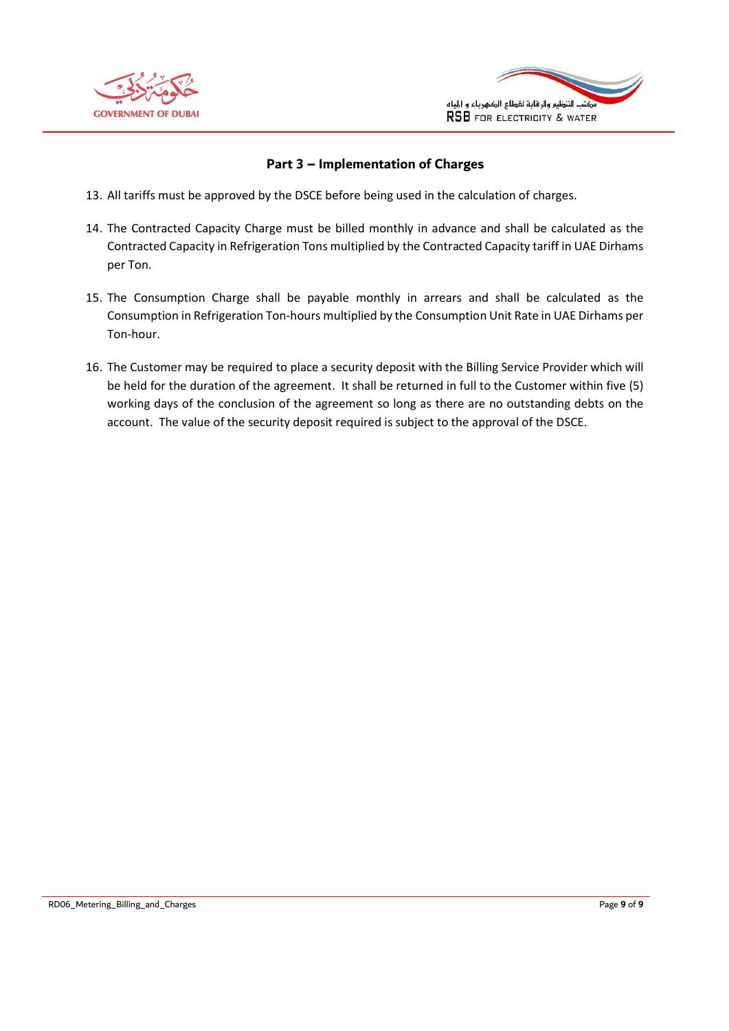## Part 3 – Implementation of Charges

13. All tariffs must be approved by the DSCE before being used in the calculation of charges.

14. The Contracted Capacity Charge must be billed monthly in advance and shall be calculated as the Contracted Capacity in Refrigeration Tons multiplied by the Contracted Capacity tariff in UAE Dirhams per Ton.

15. The Consumption Charge shall be payable monthly in arrears and shall be calculated as the Consumption in Refrigeration Ton-hours multiplied by the Consumption Unit Rate in UAE Dirhams per Ton-hour.

16. The Customer may be required to place a security deposit with the Billing Service Provider which will be held for the duration of the agreement. It shall be returned in full to the Customer within five (5) working days of the conclusion of the agreement so long as there are no outstanding debts on the account. The value of the security deposit required is subject to the approval of the DSCE.